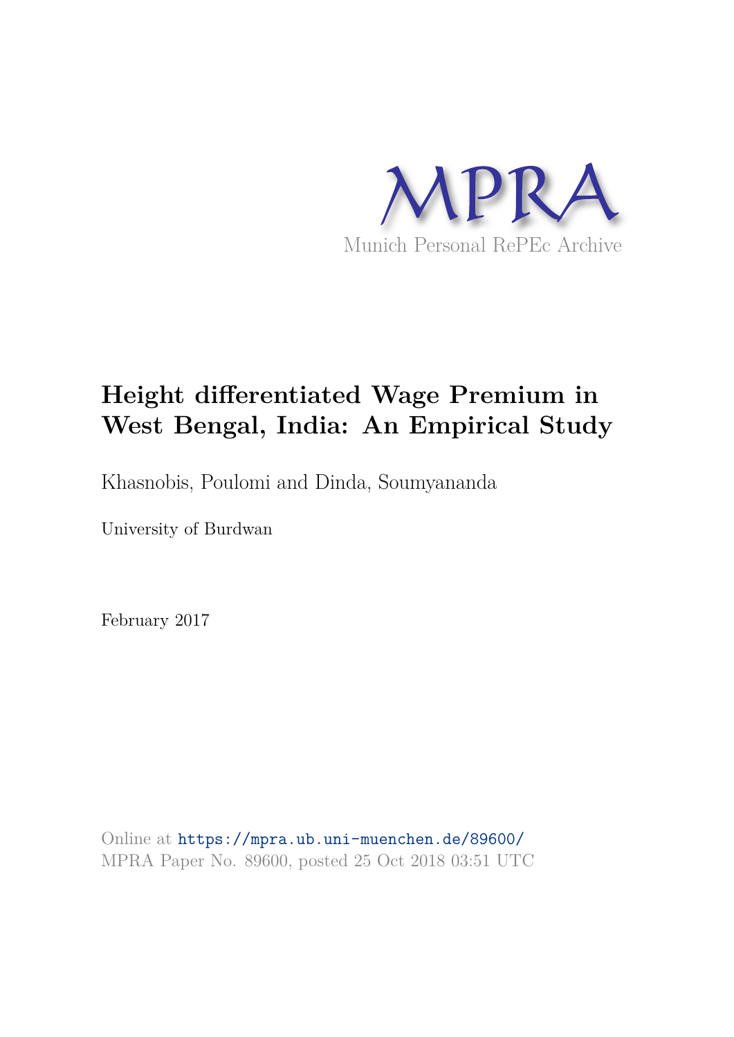MPRA

Munich Personal RePEc Archive

# Height differentiated Wage Premium in West Bengal, India: An Empirical Study

Khasnobis, Poulomi and Dinda, Soumyananda

University of Burdwan

February 2017

Online at https://mpra.ub.uni-muenchen.de/89600/
MPRA Paper No. 89600, posted 25 Oct 2018 03:51 UTC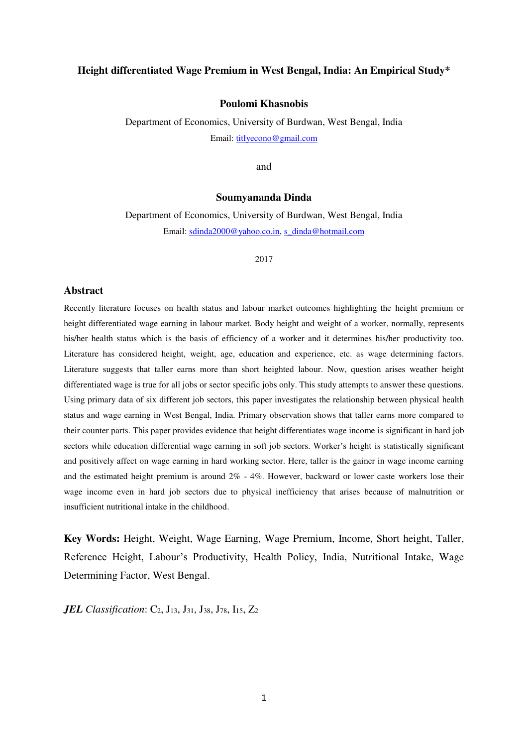# Height differentiated Wage Premium in West Bengal, India: An Empirical Study*

**Poulomi Khasnobis**

Department of Economics, University of Burdwan, West Bengal, India

Email: titlyecono@gmail.com

and

**Soumyananda Dinda**

Department of Economics, University of Burdwan, West Bengal, India

Email: sdinda2000@yahoo.co.in, s_dinda@hotmail.com

2017

## Abstract

Recently literature focuses on health status and labour market outcomes highlighting the height premium or height differentiated wage earning in labour market. Body height and weight of a worker, normally, represents his/her health status which is the basis of efficiency of a worker and it determines his/her productivity too. Literature has considered height, weight, age, education and experience, etc. as wage determining factors. Literature suggests that taller earns more than short heighted labour. Now, question arises weather height differentiated wage is true for all jobs or sector specific jobs only. This study attempts to answer these questions. Using primary data of six different job sectors, this paper investigates the relationship between physical health status and wage earning in West Bengal, India. Primary observation shows that taller earns more compared to their counter parts. This paper provides evidence that height differentiates wage income is significant in hard job sectors while education differential wage earning in soft job sectors. Worker's height is statistically significant and positively affect on wage earning in hard working sector. Here, taller is the gainer in wage income earning and the estimated height premium is around 2% - 4%. However, backward or lower caste workers lose their wage income even in hard job sectors due to physical inefficiency that arises because of malnutrition or insufficient nutritional intake in the childhood.

**Key Words:** Height, Weight, Wage Earning, Wage Premium, Income, Short height, Taller, Reference Height, Labour's Productivity, Health Policy, India, Nutritional Intake, Wage Determining Factor, West Bengal.

***JEL Classification***: $C_2$, $J_{13}$, $J_{31}$, $J_{38}$, $J_{78}$, $I_{15}$, $Z_2$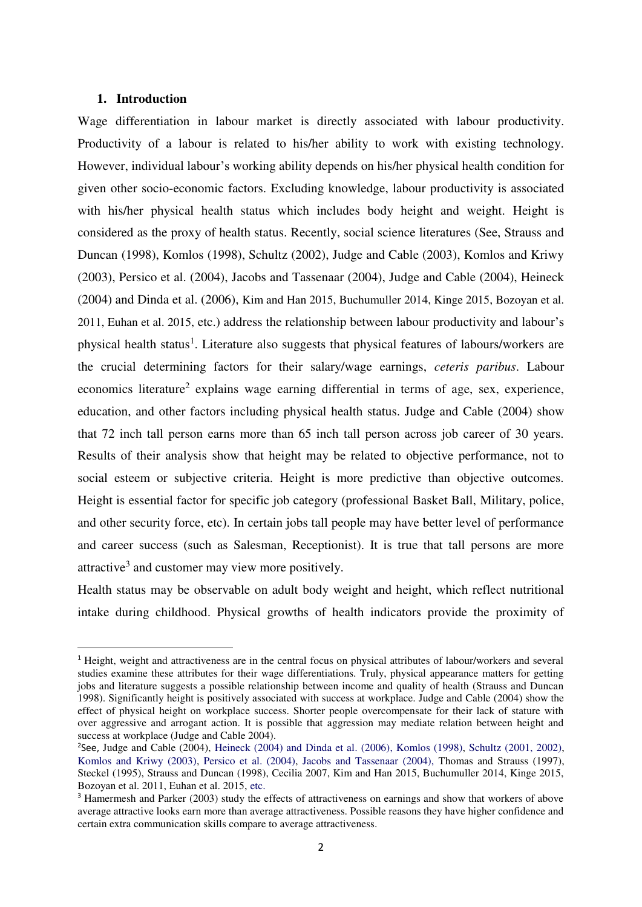## 1. Introduction

Wage differentiation in labour market is directly associated with labour productivity. Productivity of a labour is related to his/her ability to work with existing technology. However, individual labour's working ability depends on his/her physical health condition for given other socio-economic factors. Excluding knowledge, labour productivity is associated with his/her physical health status which includes body height and weight. Height is considered as the proxy of health status. Recently, social science literatures (See, Strauss and Duncan (1998), Komlos (1998), Schultz (2002), Judge and Cable (2003), Komlos and Kriwy (2003), Persico et al. (2004), Jacobs and Tassenaar (2004), Judge and Cable (2004), Heineck (2004) and Dinda et al. (2006), Kim and Han 2015, Buchumuller 2014, Kinge 2015, Bozoyan et al. 2011, Euhan et al. 2015, etc.) address the relationship between labour productivity and labour's physical health status[1]. Literature also suggests that physical features of labours/workers are the crucial determining factors for their salary/wage earnings, *ceteris paribus*. Labour economics literature[2] explains wage earning differential in terms of age, sex, experience, education, and other factors including physical health status. Judge and Cable (2004) show that 72 inch tall person earns more than 65 inch tall person across job career of 30 years. Results of their analysis show that height may be related to objective performance, not to social esteem or subjective criteria. Height is more predictive than objective outcomes. Height is essential factor for specific job category (professional Basket Ball, Military, police, and other security force, etc). In certain jobs tall people may have better level of performance and career success (such as Salesman, Receptionist). It is true that tall persons are more attractive[3] and customer may view more positively.

Health status may be observable on adult body weight and height, which reflect nutritional intake during childhood. Physical growths of health indicators provide the proximity of

---

[1] Height, weight and attractiveness are in the central focus on physical attributes of labour/workers and several studies examine these attributes for their wage differentiations. Truly, physical appearance matters for getting jobs and literature suggests a possible relationship between income and quality of health (Strauss and Duncan 1998). Significantly height is positively associated with success at workplace. Judge and Cable (2004) show the effect of physical height on workplace success. Shorter people overcompensate for their lack of stature with over aggressive and arrogant action. It is possible that aggression may mediate relation between height and success at workplace (Judge and Cable 2004).

[2] See, Judge and Cable (2004), Heineck (2004) and Dinda et al. (2006), Komlos (1998), Schultz (2001, 2002), Komlos and Kriwy (2003), Persico et al. (2004), Jacobs and Tassenaar (2004), Thomas and Strauss (1997), Steckel (1995), Strauss and Duncan (1998), Cecilia 2007, Kim and Han 2015, Buchumuller 2014, Kinge 2015, Bozoyan et al. 2011, Euhan et al. 2015, etc.

[3] Hamermesh and Parker (2003) study the effects of attractiveness on earnings and show that workers of above average attractive looks earn more than average attractiveness. Possible reasons they have higher confidence and certain extra communication skills compare to average attractiveness.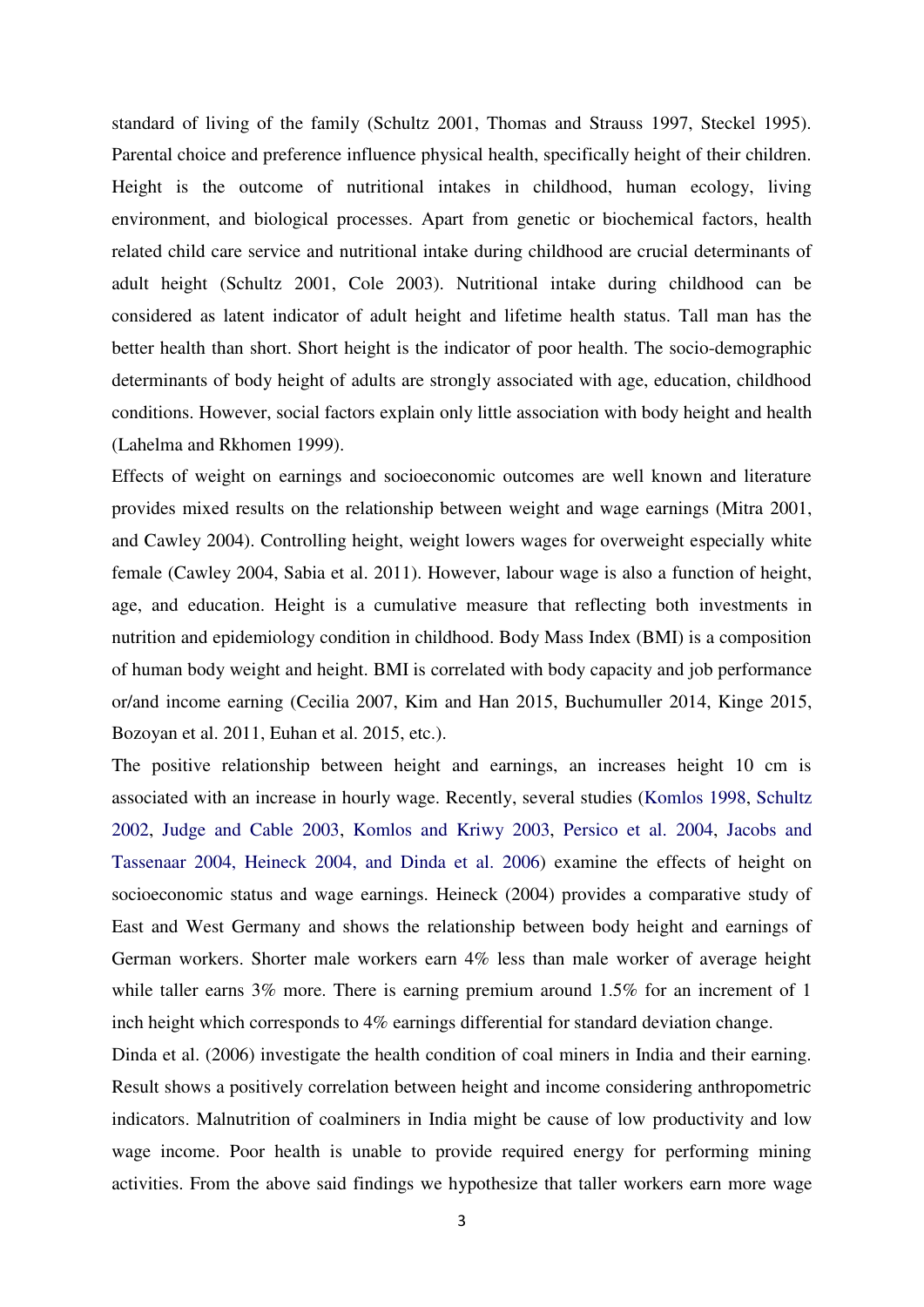standard of living of the family (Schultz 2001, Thomas and Strauss 1997, Steckel 1995). Parental choice and preference influence physical health, specifically height of their children. Height is the outcome of nutritional intakes in childhood, human ecology, living environment, and biological processes. Apart from genetic or biochemical factors, health related child care service and nutritional intake during childhood are crucial determinants of adult height (Schultz 2001, Cole 2003). Nutritional intake during childhood can be considered as latent indicator of adult height and lifetime health status. Tall man has the better health than short. Short height is the indicator of poor health. The socio-demographic determinants of body height of adults are strongly associated with age, education, childhood conditions. However, social factors explain only little association with body height and health (Lahelma and Rkhomen 1999).

Effects of weight on earnings and socioeconomic outcomes are well known and literature provides mixed results on the relationship between weight and wage earnings (Mitra 2001, and Cawley 2004). Controlling height, weight lowers wages for overweight especially white female (Cawley 2004, Sabia et al. 2011). However, labour wage is also a function of height, age, and education. Height is a cumulative measure that reflecting both investments in nutrition and epidemiology condition in childhood. Body Mass Index (BMI) is a composition of human body weight and height. BMI is correlated with body capacity and job performance or/and income earning (Cecilia 2007, Kim and Han 2015, Buchumuller 2014, Kinge 2015, Bozoyan et al. 2011, Euhan et al. 2015, etc.).

The positive relationship between height and earnings, an increases height 10 cm is associated with an increase in hourly wage. Recently, several studies (Komlos 1998, Schultz 2002, Judge and Cable 2003, Komlos and Kriwy 2003, Persico et al. 2004, Jacobs and Tassenaar 2004, Heineck 2004, and Dinda et al. 2006) examine the effects of height on socioeconomic status and wage earnings. Heineck (2004) provides a comparative study of East and West Germany and shows the relationship between body height and earnings of German workers. Shorter male workers earn 4% less than male worker of average height while taller earns 3% more. There is earning premium around 1.5% for an increment of 1 inch height which corresponds to 4% earnings differential for standard deviation change.

Dinda et al. (2006) investigate the health condition of coal miners in India and their earning. Result shows a positively correlation between height and income considering anthropometric indicators. Malnutrition of coalminers in India might be cause of low productivity and low wage income. Poor health is unable to provide required energy for performing mining activities. From the above said findings we hypothesize that taller workers earn more wage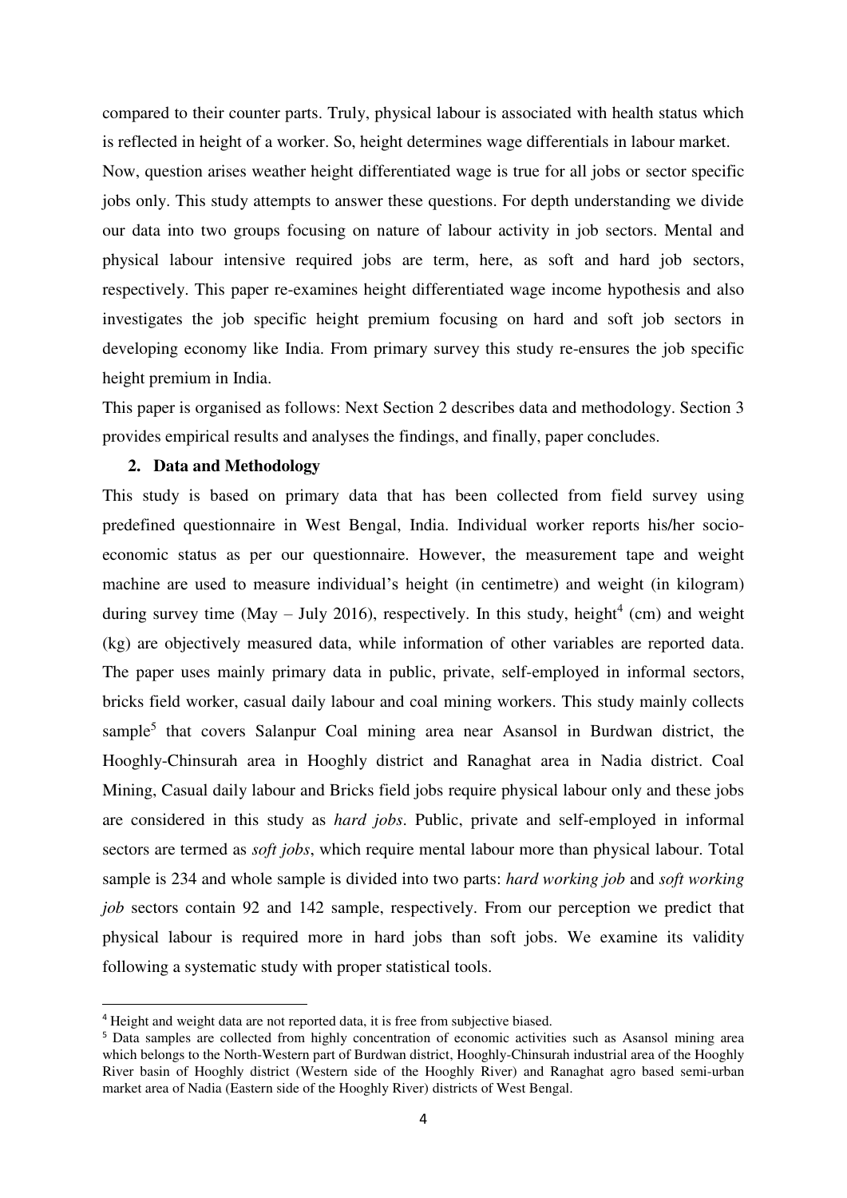compared to their counter parts. Truly, physical labour is associated with health status which is reflected in height of a worker. So, height determines wage differentials in labour market. Now, question arises weather height differentiated wage is true for all jobs or sector specific jobs only. This study attempts to answer these questions. For depth understanding we divide our data into two groups focusing on nature of labour activity in job sectors. Mental and physical labour intensive required jobs are term, here, as soft and hard job sectors, respectively. This paper re-examines height differentiated wage income hypothesis and also investigates the job specific height premium focusing on hard and soft job sectors in developing economy like India. From primary survey this study re-ensures the job specific height premium in India.

This paper is organised as follows: Next Section 2 describes data and methodology. Section 3 provides empirical results and analyses the findings, and finally, paper concludes.

## 2. Data and Methodology

This study is based on primary data that has been collected from field survey using predefined questionnaire in West Bengal, India. Individual worker reports his/her socio-economic status as per our questionnaire. However, the measurement tape and weight machine are used to measure individual's height (in centimetre) and weight (in kilogram) during survey time (May – July 2016), respectively. In this study, height[4] (cm) and weight (kg) are objectively measured data, while information of other variables are reported data. The paper uses mainly primary data in public, private, self-employed in informal sectors, bricks field worker, casual daily labour and coal mining workers. This study mainly collects sample[5] that covers Salanpur Coal mining area near Asansol in Burdwan district, the Hooghly-Chinsurah area in Hooghly district and Ranaghat area in Nadia district. Coal Mining, Casual daily labour and Bricks field jobs require physical labour only and these jobs are considered in this study as *hard jobs*. Public, private and self-employed in informal sectors are termed as *soft jobs*, which require mental labour more than physical labour. Total sample is 234 and whole sample is divided into two parts: *hard working job* and *soft working job* sectors contain 92 and 142 sample, respectively. From our perception we predict that physical labour is required more in hard jobs than soft jobs. We examine its validity following a systematic study with proper statistical tools.

---

[4] Height and weight data are not reported data, it is free from subjective biased.

[5] Data samples are collected from highly concentration of economic activities such as Asansol mining area which belongs to the North-Western part of Burdwan district, Hooghly-Chinsurah industrial area of the Hooghly River basin of Hooghly district (Western side of the Hooghly River) and Ranaghat agro based semi-urban market area of Nadia (Eastern side of the Hooghly River) districts of West Bengal.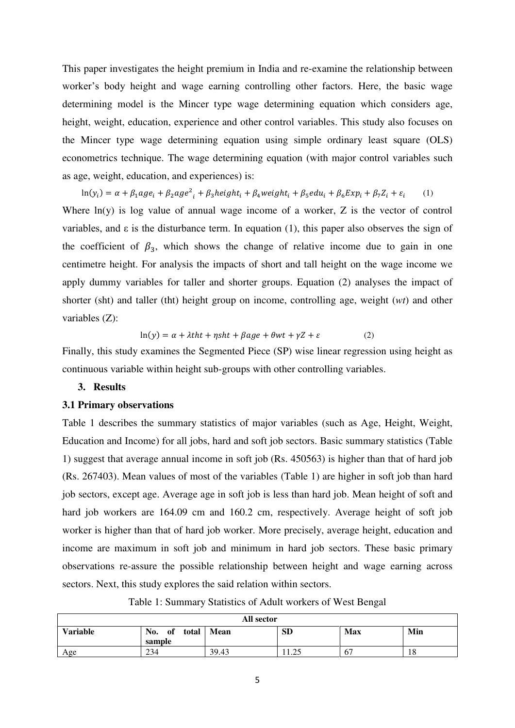This paper investigates the height premium in India and re-examine the relationship between worker's body height and wage earning controlling other factors. Here, the basic wage determining model is the Mincer type wage determining equation which considers age, height, weight, education, experience and other control variables. This study also focuses on the Mincer type wage determining equation using simple ordinary least square (OLS) econometrics technique. The wage determining equation (with major control variables such as age, weight, education, and experiences) is:

$$\ln(y_i) = \alpha + \beta_1 age_i + \beta_2 age^2{}_i + \beta_3 height_i + \beta_4 weight_i + \beta_5 edu_i + \beta_6 Exp_i + \beta_7 Z_i + \varepsilon_i \qquad (1)$$

Where ln(y) is log value of annual wage income of a worker, Z is the vector of control variables, and ε is the disturbance term. In equation (1), this paper also observes the sign of the coefficient of $\beta_3$, which shows the change of relative income due to gain in one centimetre height. For analysis the impacts of short and tall height on the wage income we apply dummy variables for taller and shorter groups. Equation (2) analyses the impact of shorter (sht) and taller (tht) height group on income, controlling age, weight (*wt*) and other variables (Z):

$$\ln(y) = \alpha + \lambda tht + \eta sht + \beta age + \theta wt + \gamma Z + \varepsilon \qquad (2)$$

Finally, this study examines the Segmented Piece (SP) wise linear regression using height as continuous variable within height sub-groups with other controlling variables.

## 3. Results

### 3.1 Primary observations

Table 1 describes the summary statistics of major variables (such as Age, Height, Weight, Education and Income) for all jobs, hard and soft job sectors. Basic summary statistics (Table 1) suggest that average annual income in soft job (Rs. 450563) is higher than that of hard job (Rs. 267403). Mean values of most of the variables (Table 1) are higher in soft job than hard job sectors, except age. Average age in soft job is less than hard job. Mean height of soft and hard job workers are 164.09 cm and 160.2 cm, respectively. Average height of soft job worker is higher than that of hard job worker. More precisely, average height, education and income are maximum in soft job and minimum in hard job sectors. These basic primary observations re-assure the possible relationship between height and wage earning across sectors. Next, this study explores the said relation within sectors.

Table 1: Summary Statistics of Adult workers of West Bengal

| **All sector** | | | | | |
|---|---|---|---|---|---|
| **Variable** | **No. of total sample** | **Mean** | **SD** | **Max** | **Min** |
| Age | 234 | 39.43 | 11.25 | 67 | 18 |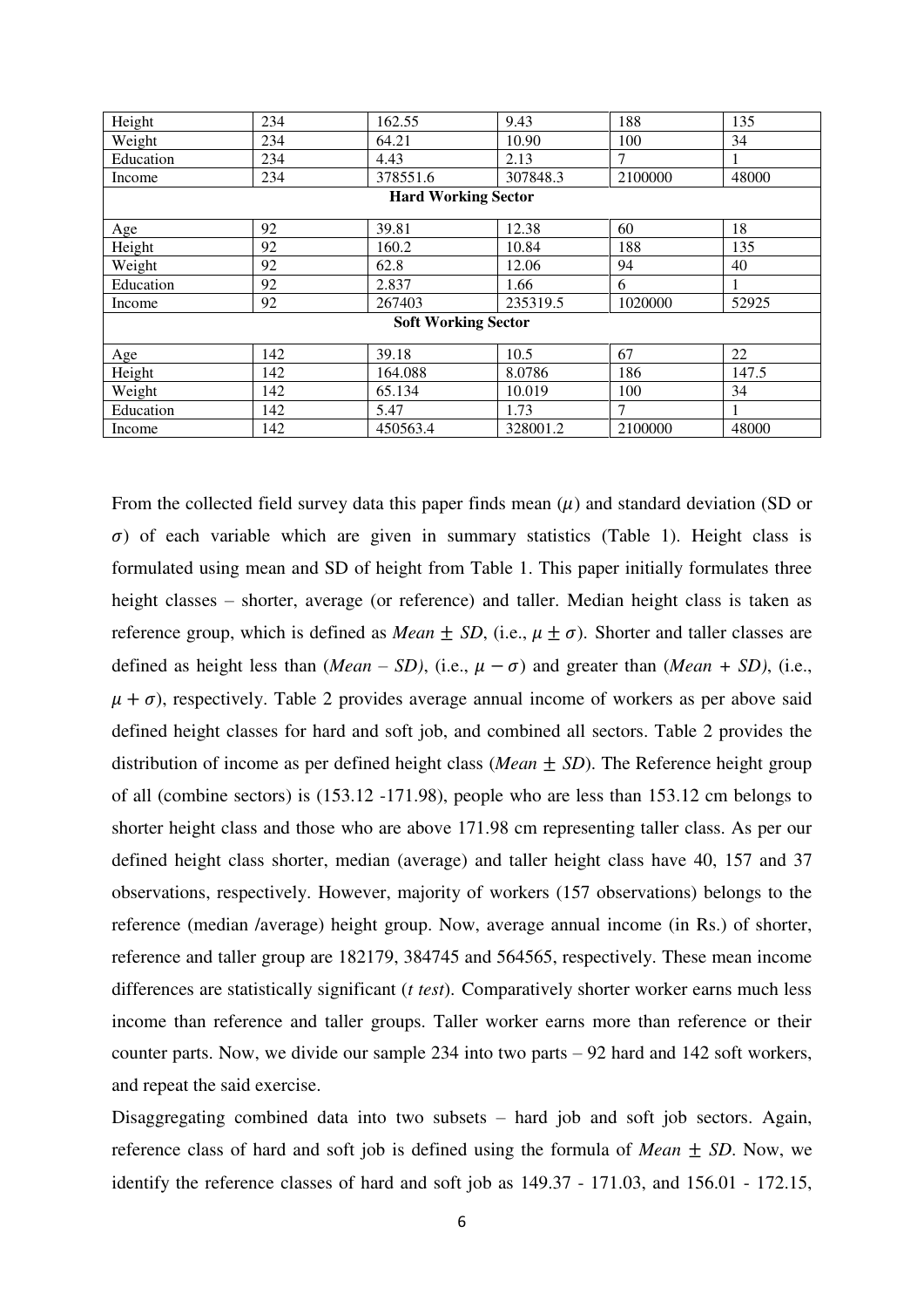| | | | | | |
|---|---|---|---|---|---|
| Height | 234 | 162.55 | 9.43 | 188 | 135 |
| Weight | 234 | 64.21 | 10.90 | 100 | 34 |
| Education | 234 | 4.43 | 2.13 | 7 | 1 |
| Income | 234 | 378551.6 | 307848.3 | 2100000 | 48000 |
| **Hard Working Sector** | | | | | |
| Age | 92 | 39.81 | 12.38 | 60 | 18 |
| Height | 92 | 160.2 | 10.84 | 188 | 135 |
| Weight | 92 | 62.8 | 12.06 | 94 | 40 |
| Education | 92 | 2.837 | 1.66 | 6 | 1 |
| Income | 92 | 267403 | 235319.5 | 1020000 | 52925 |
| **Soft Working Sector** | | | | | |
| Age | 142 | 39.18 | 10.5 | 67 | 22 |
| Height | 142 | 164.088 | 8.0786 | 186 | 147.5 |
| Weight | 142 | 65.134 | 10.019 | 100 | 34 |
| Education | 142 | 5.47 | 1.73 | 7 | 1 |
| Income | 142 | 450563.4 | 328001.2 | 2100000 | 48000 |

From the collected field survey data this paper finds mean ($\mu$) and standard deviation (SD or $\sigma$) of each variable which are given in summary statistics (Table 1). Height class is formulated using mean and SD of height from Table 1. This paper initially formulates three height classes – shorter, average (or reference) and taller. Median height class is taken as reference group, which is defined as *Mean* $\pm$ *SD*, (i.e., $\mu \pm \sigma$). Shorter and taller classes are defined as height less than (*Mean – SD)*, (i.e., $\mu - \sigma$) and greater than (*Mean + SD)*, (i.e., $\mu + \sigma$), respectively. Table 2 provides average annual income of workers as per above said defined height classes for hard and soft job, and combined all sectors. Table 2 provides the distribution of income as per defined height class (*Mean* $\pm$ *SD*). The Reference height group of all (combine sectors) is (153.12 -171.98), people who are less than 153.12 cm belongs to shorter height class and those who are above 171.98 cm representing taller class. As per our defined height class shorter, median (average) and taller height class have 40, 157 and 37 observations, respectively. However, majority of workers (157 observations) belongs to the reference (median /average) height group. Now, average annual income (in Rs.) of shorter, reference and taller group are 182179, 384745 and 564565, respectively. These mean income differences are statistically significant (*t test*). Comparatively shorter worker earns much less income than reference and taller groups. Taller worker earns more than reference or their counter parts. Now, we divide our sample 234 into two parts – 92 hard and 142 soft workers, and repeat the said exercise.

Disaggregating combined data into two subsets – hard job and soft job sectors. Again, reference class of hard and soft job is defined using the formula of *Mean* $\pm$ *SD*. Now, we identify the reference classes of hard and soft job as 149.37 - 171.03, and 156.01 - 172.15,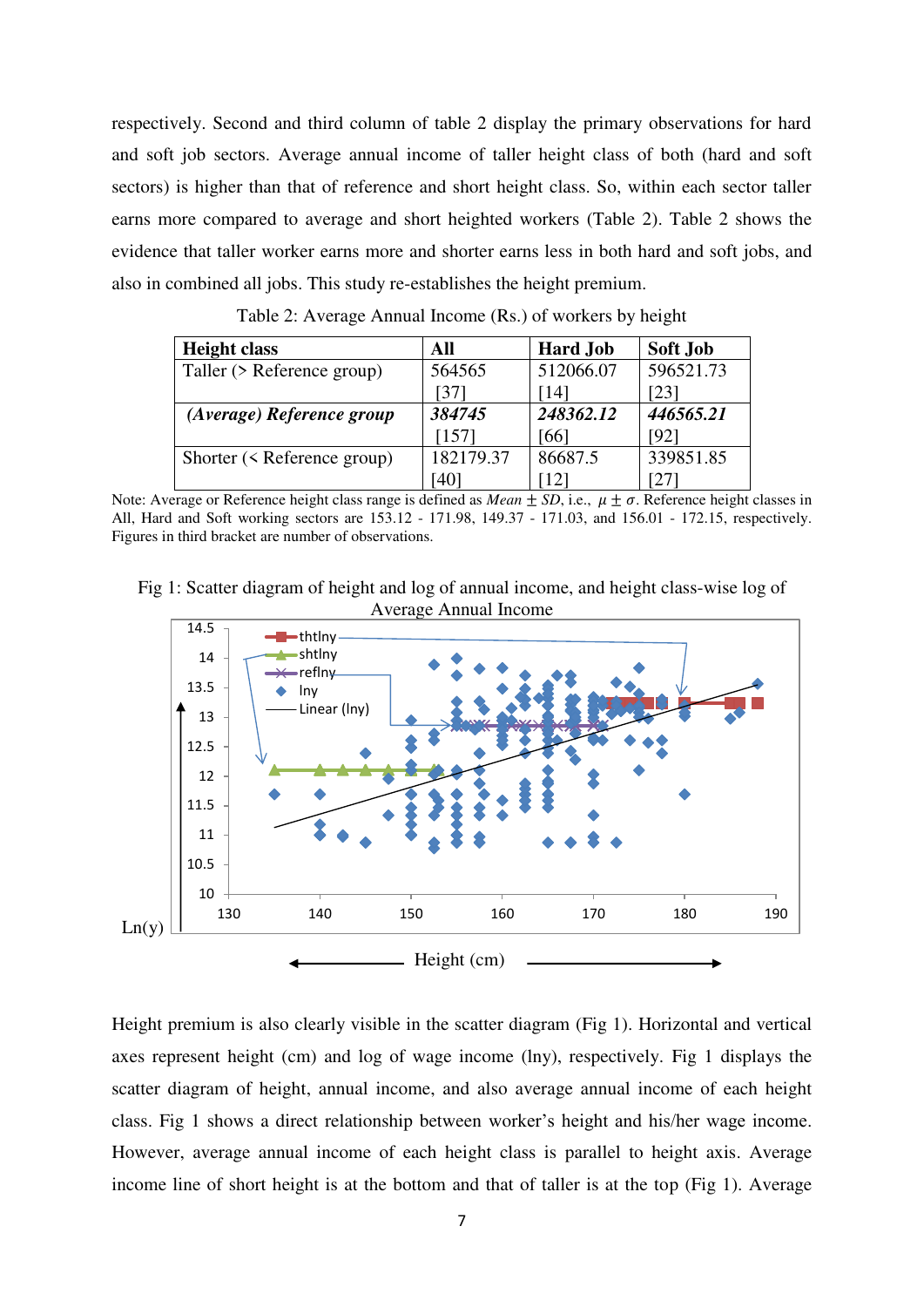respectively. Second and third column of table 2 display the primary observations for hard and soft job sectors. Average annual income of taller height class of both (hard and soft sectors) is higher than that of reference and short height class. So, within each sector taller earns more compared to average and short heighted workers (Table 2). Table 2 shows the evidence that taller worker earns more and shorter earns less in both hard and soft jobs, and also in combined all jobs. This study re-establishes the height premium.

Table 2: Average Annual Income (Rs.) of workers by height

| Height class | All | Hard Job | Soft Job |
|---|---|---|---|
| Taller (> Reference group) | 564565 [37] | 512066.07 [14] | 596521.73 [23] |
| ***(Average) Reference group*** | ***384745*** [157] | ***248362.12*** [66] | ***446565.21*** [92] |
| Shorter (< Reference group) | 182179.37 [40] | 86687.5 [12] | 339851.85 [27] |

Note: Average or Reference height class range is defined as *Mean* ± *SD*, i.e., $\mu \pm \sigma$. Reference height classes in All, Hard and Soft working sectors are 153.12 - 171.98, 149.37 - 171.03, and 156.01 - 172.15, respectively. Figures in third bracket are number of observations.

Fig 1: Scatter diagram of height and log of annual income, and height class-wise log of Average Annual Income

Height premium is also clearly visible in the scatter diagram (Fig 1). Horizontal and vertical axes represent height (cm) and log of wage income (lny), respectively. Fig 1 displays the scatter diagram of height, annual income, and also average annual income of each height class. Fig 1 shows a direct relationship between worker's height and his/her wage income. However, average annual income of each height class is parallel to height axis. Average income line of short height is at the bottom and that of taller is at the top (Fig 1). Average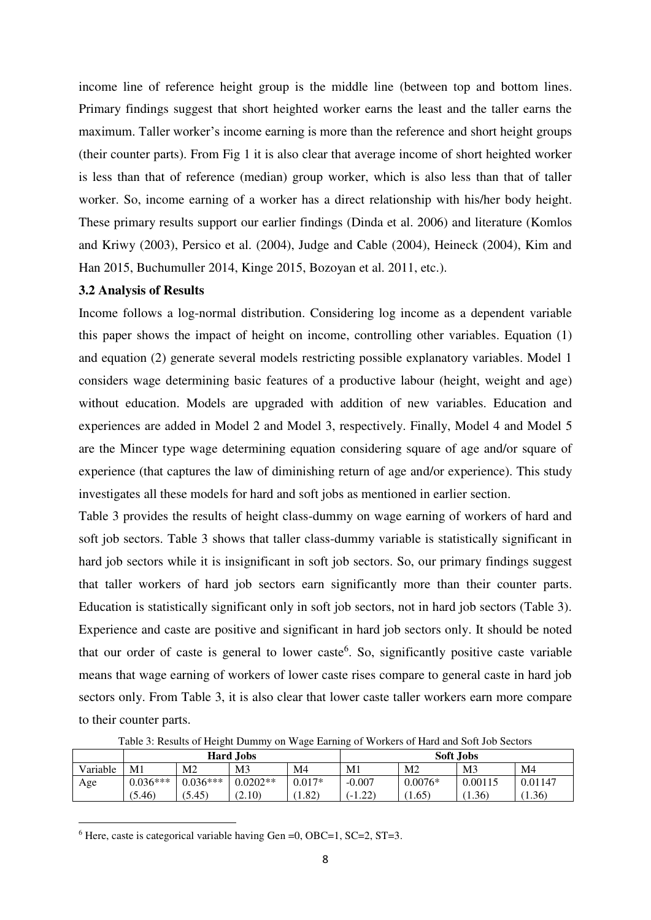income line of reference height group is the middle line (between top and bottom lines. Primary findings suggest that short heighted worker earns the least and the taller earns the maximum. Taller worker's income earning is more than the reference and short height groups (their counter parts). From Fig 1 it is also clear that average income of short heighted worker is less than that of reference (median) group worker, which is also less than that of taller worker. So, income earning of a worker has a direct relationship with his/her body height. These primary results support our earlier findings (Dinda et al. 2006) and literature (Komlos and Kriwy (2003), Persico et al. (2004), Judge and Cable (2004), Heineck (2004), Kim and Han 2015, Buchumuller 2014, Kinge 2015, Bozoyan et al. 2011, etc.).

### 3.2 Analysis of Results

Income follows a log-normal distribution. Considering log income as a dependent variable this paper shows the impact of height on income, controlling other variables. Equation (1) and equation (2) generate several models restricting possible explanatory variables. Model 1 considers wage determining basic features of a productive labour (height, weight and age) without education. Models are upgraded with addition of new variables. Education and experiences are added in Model 2 and Model 3, respectively. Finally, Model 4 and Model 5 are the Mincer type wage determining equation considering square of age and/or square of experience (that captures the law of diminishing return of age and/or experience). This study investigates all these models for hard and soft jobs as mentioned in earlier section.

Table 3 provides the results of height class-dummy on wage earning of workers of hard and soft job sectors. Table 3 shows that taller class-dummy variable is statistically significant in hard job sectors while it is insignificant in soft job sectors. So, our primary findings suggest that taller workers of hard job sectors earn significantly more than their counter parts. Education is statistically significant only in soft job sectors, not in hard job sectors (Table 3). Experience and caste are positive and significant in hard job sectors only. It should be noted that our order of caste is general to lower caste[6]. So, significantly positive caste variable means that wage earning of workers of lower caste rises compare to general caste in hard job sectors only. From Table 3, it is also clear that lower caste taller workers earn more compare to their counter parts.

Table 3: Results of Height Dummy on Wage Earning of Workers of Hard and Soft Job Sectors

| | Hard Jobs | | | | Soft Jobs | | | |
|---|---|---|---|---|---|---|---|---|
| Variable | M1 | M2 | M3 | M4 | M1 | M2 | M3 | M4 |
| Age | 0.036***<br>(5.46) | 0.036***<br>(5.45) | 0.0202**<br>(2.10) | 0.017*<br>(1.82) | -0.007<br>(-1.22) | 0.0076*<br>(1.65) | 0.00115<br>(1.36) | 0.01147<br>(1.36) |

[6] Here, caste is categorical variable having Gen =0, OBC=1, SC=2, ST=3.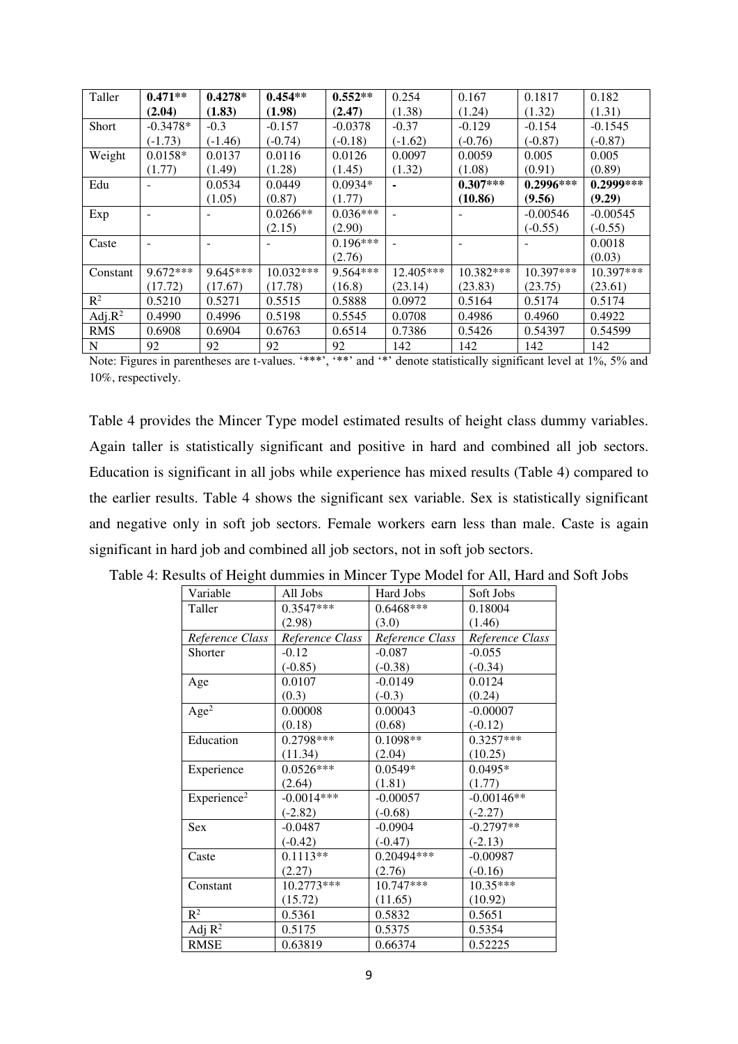| Taller | **0.471**** | **0.4278*** | **0.454**** | **0.552**** | 0.254 | 0.167 | 0.1817 | 0.182 |
|---|---|---|---|---|---|---|---|---|
| | **(2.04)** | **(1.83)** | **(1.98)** | **(2.47)** | (1.38) | (1.24) | (1.32) | (1.31) |
| Short | -0.3478* | -0.3 | -0.157 | -0.0378 | -0.37 | -0.129 | -0.154 | -0.1545 |
| | (-1.73) | (-1.46) | (-0.74) | (-0.18) | (-1.62) | (-0.76) | (-0.87) | (-0.87) |
| Weight | 0.0158* | 0.0137 | 0.0116 | 0.0126 | 0.0097 | 0.0059 | 0.005 | 0.005 |
| | (1.77) | (1.49) | (1.28) | (1.45) | (1.32) | (1.08) | (0.91) | (0.89) |
| Edu | - | 0.0534 | 0.0449 | 0.0934* | **-** | **0.307***** | **0.2996***** | **0.2999***** |
| | | (1.05) | (0.87) | (1.77) | | **(10.86)** | **(9.56)** | **(9.29)** |
| Exp | - | - | 0.0266** | 0.036*** | - | - | -0.00546 | -0.00545 |
| | | | (2.15) | (2.90) | | | (-0.55) | (-0.55) |
| Caste | - | - | - | 0.196*** | - | - | - | 0.0018 |
| | | | | (2.76) | | | | (0.03) |
| Constant | 9.672*** | 9.645*** | 10.032*** | 9.564*** | 12.405*** | 10.382*** | 10.397*** | 10.397*** |
| | (17.72) | (17.67) | (17.78) | (16.8) | (23.14) | (23.83) | (23.75) | (23.61) |
| $R^2$ | 0.5210 | 0.5271 | 0.5515 | 0.5888 | 0.0972 | 0.5164 | 0.5174 | 0.5174 |
| Adj.$R^2$ | 0.4990 | 0.4996 | 0.5198 | 0.5545 | 0.0708 | 0.4986 | 0.4960 | 0.4922 |
| RMS | 0.6908 | 0.6904 | 0.6763 | 0.6514 | 0.7386 | 0.5426 | 0.54397 | 0.54599 |
| N | 92 | 92 | 92 | 92 | 142 | 142 | 142 | 142 |

Note: Figures in parentheses are t-values. '***', '**' and '*' denote statistically significant level at 1%, 5% and 10%, respectively.

Table 4 provides the Mincer Type model estimated results of height class dummy variables. Again taller is statistically significant and positive in hard and combined all job sectors. Education is significant in all jobs while experience has mixed results (Table 4) compared to the earlier results. Table 4 shows the significant sex variable. Sex is statistically significant and negative only in soft job sectors. Female workers earn less than male. Caste is again significant in hard job and combined all job sectors, not in soft job sectors.

Table 4: Results of Height dummies in Mincer Type Model for All, Hard and Soft Jobs

| Variable | All Jobs | Hard Jobs | Soft Jobs |
|---|---|---|---|
| Taller | 0.3547*** | 0.6468*** | 0.18004 |
| | (2.98) | (3.0) | (1.46) |
| *Reference Class* | *Reference Class* | *Reference Class* | *Reference Class* |
| Shorter | -0.12 | -0.087 | -0.055 |
| | (-0.85) | (-0.38) | (-0.34) |
| Age | 0.0107 | -0.0149 | 0.0124 |
| | (0.3) | (-0.3) | (0.24) |
| $Age^2$ | 0.00008 | 0.00043 | -0.00007 |
| | (0.18) | (0.68) | (-0.12) |
| Education | 0.2798*** | 0.1098** | 0.3257*** |
| | (11.34) | (2.04) | (10.25) |
| Experience | 0.0526*** | 0.0549* | 0.0495* |
| | (2.64) | (1.81) | (1.77) |
| $Experience^2$ | -0.0014*** | -0.00057 | -0.00146** |
| | (-2.82) | (-0.68) | (-2.27) |
| Sex | -0.0487 | -0.0904 | -0.2797** |
| | (-0.42) | (-0.47) | (-2.13) |
| Caste | 0.1113** | 0.20494*** | -0.00987 |
| | (2.27) | (2.76) | (-0.16) |
| Constant | 10.2773*** | 10.747*** | 10.35*** |
| | (15.72) | (11.65) | (10.92) |
| $R^2$ | 0.5361 | 0.5832 | 0.5651 |
| Adj $R^2$ | 0.5175 | 0.5375 | 0.5354 |
| RMSE | 0.63819 | 0.66374 | 0.52225 |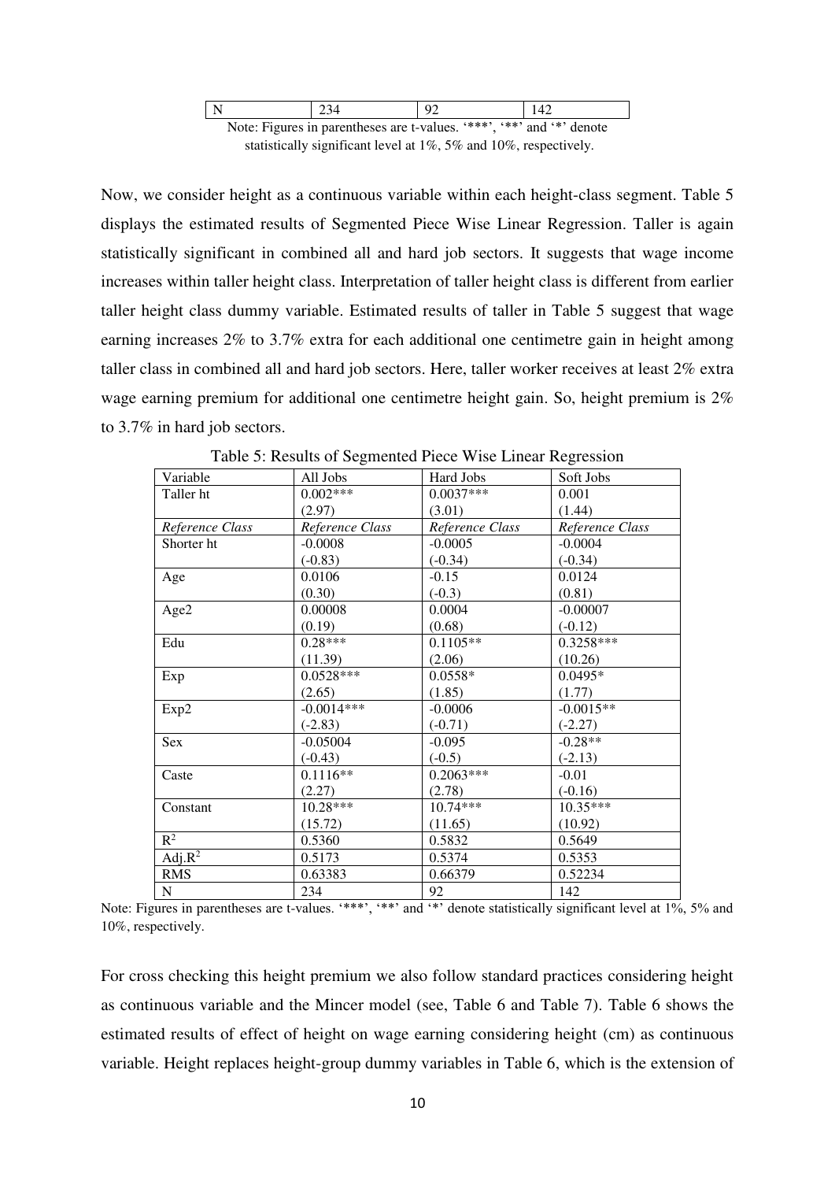| N | 234 | 92 | 142 |
|---|---|---|---|

Note: Figures in parentheses are t-values. '***', '**' and '*' denote statistically significant level at 1%, 5% and 10%, respectively.

Now, we consider height as a continuous variable within each height-class segment. Table 5 displays the estimated results of Segmented Piece Wise Linear Regression. Taller is again statistically significant in combined all and hard job sectors. It suggests that wage income increases within taller height class. Interpretation of taller height class is different from earlier taller height class dummy variable. Estimated results of taller in Table 5 suggest that wage earning increases 2% to 3.7% extra for each additional one centimetre gain in height among taller class in combined all and hard job sectors. Here, taller worker receives at least 2% extra wage earning premium for additional one centimetre height gain. So, height premium is 2% to 3.7% in hard job sectors.

Table 5: Results of Segmented Piece Wise Linear Regression

| Variable | All Jobs | Hard Jobs | Soft Jobs |
|---|---|---|---|
| Taller ht | 0.002*** | 0.0037*** | 0.001 |
| | (2.97) | (3.01) | (1.44) |
| *Reference Class* | *Reference Class* | *Reference Class* | *Reference Class* |
| Shorter ht | -0.0008 | -0.0005 | -0.0004 |
| | (-0.83) | (-0.34) | (-0.34) |
| Age | 0.0106 | -0.15 | 0.0124 |
| | (0.30) | (-0.3) | (0.81) |
| Age2 | 0.00008 | 0.0004 | -0.00007 |
| | (0.19) | (0.68) | (-0.12) |
| Edu | 0.28*** | 0.1105** | 0.3258*** |
| | (11.39) | (2.06) | (10.26) |
| Exp | 0.0528*** | 0.0558* | 0.0495* |
| | (2.65) | (1.85) | (1.77) |
| Exp2 | -0.0014*** | -0.0006 | -0.0015** |
| | (-2.83) | (-0.71) | (-2.27) |
| Sex | -0.05004 | -0.095 | -0.28** |
| | (-0.43) | (-0.5) | (-2.13) |
| Caste | 0.1116** | 0.2063*** | -0.01 |
| | (2.27) | (2.78) | (-0.16) |
| Constant | 10.28*** | 10.74*** | 10.35*** |
| | (15.72) | (11.65) | (10.92) |
| $R^2$ | 0.5360 | 0.5832 | 0.5649 |
| Adj.$R^2$ | 0.5173 | 0.5374 | 0.5353 |
| RMS | 0.63383 | 0.66379 | 0.52234 |
| N | 234 | 92 | 142 |

Note: Figures in parentheses are t-values. '***', '**' and '*' denote statistically significant level at 1%, 5% and 10%, respectively.

For cross checking this height premium we also follow standard practices considering height as continuous variable and the Mincer model (see, Table 6 and Table 7). Table 6 shows the estimated results of effect of height on wage earning considering height (cm) as continuous variable. Height replaces height-group dummy variables in Table 6, which is the extension of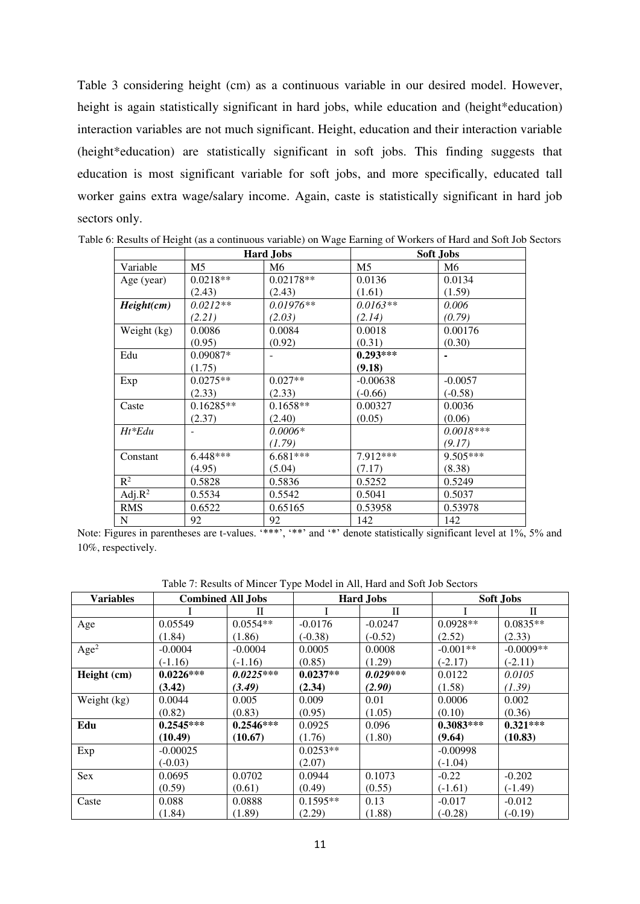Table 3 considering height (cm) as a continuous variable in our desired model. However, height is again statistically significant in hard jobs, while education and (height*education) interaction variables are not much significant. Height, education and their interaction variable (height*education) are statistically significant in soft jobs. This finding suggests that education is most significant variable for soft jobs, and more specifically, educated tall worker gains extra wage/salary income. Again, caste is statistically significant in hard job sectors only.

Table 6: Results of Height (as a continuous variable) on Wage Earning of Workers of Hard and Soft Job Sectors

| | Hard Jobs | | Soft Jobs | |
|---|---|---|---|---|
| Variable | M5 | M6 | M5 | M6 |
| Age (year) | 0.0218** (2.43) | 0.02178** (2.43) | 0.0136 (1.61) | 0.0134 (1.59) |
| ***Height(cm)*** | *0.0212*** (2.21)* | *0.01976*** (2.03)* | *0.0163*** (2.14)* | *0.006 (0.79)* |
| Weight (kg) | 0.0086 (0.95) | 0.0084 (0.92) | 0.0018 (0.31) | 0.00176 (0.30) |
| Edu | 0.09087* (1.75) | - | **0.293*** (9.18)** | **-** |
| Exp | 0.0275** (2.33) | 0.027** (2.33) | -0.00638 (-0.66) | -0.0057 (-0.58) |
| Caste | 0.16285** (2.37) | 0.1658** (2.40) | 0.00327 (0.05) | 0.0036 (0.06) |
| *Ht*Edu* | - | *0.0006* (1.79)* | | *0.0018**** (9.17)* |
| Constant | 6.448*** (4.95) | 6.681*** (5.04) | 7.912*** (7.17) | 9.505*** (8.38) |
| $R^2$ | 0.5828 | 0.5836 | 0.5252 | 0.5249 |
| Adj.$R^2$ | 0.5534 | 0.5542 | 0.5041 | 0.5037 |
| RMS | 0.6522 | 0.65165 | 0.53958 | 0.53978 |
| N | 92 | 92 | 142 | 142 |

Note: Figures in parentheses are t-values. '***', '**' and '*' denote statistically significant level at 1%, 5% and 10%, respectively.

Table 7: Results of Mincer Type Model in All, Hard and Soft Job Sectors

| Variables | Combined All Jobs | | Hard Jobs | | Soft Jobs | |
|---|---|---|---|---|---|---|
| | I | II | I | II | I | II |
| Age | 0.05549 (1.84) | 0.0554** (1.86) | -0.0176 (-0.38) | -0.0247 (-0.52) | 0.0928** (2.52) | 0.0835** (2.33) |
| $Age^2$ | -0.0004 (-1.16) | -0.0004 (-1.16) | 0.0005 (0.85) | 0.0008 (1.29) | -0.001** (-2.17) | -0.0009** (-2.11) |
| **Height (cm)** | **0.0226*** (3.42)** | ***0.0225**** (3.49)*** | **0.0237** (2.34)** | ***0.029**** (2.90)*** | 0.0122 (1.58) | *0.0105 (1.39)* |
| Weight (kg) | 0.0044 (0.82) | 0.005 (0.83) | 0.009 (0.95) | 0.01 (1.05) | 0.0006 (0.10) | 0.002 (0.36) |
| **Edu** | **0.2545*** (10.49)** | **0.2546*** (10.67)** | 0.0925 (1.76) | 0.096 (1.80) | **0.3083*** (9.64)** | **0.321*** (10.83)** |
| Exp | -0.00025 (-0.03) | | 0.0253** (2.07) | | -0.00998 (-1.04) | |
| Sex | 0.0695 (0.59) | 0.0702 (0.61) | 0.0944 (0.49) | 0.1073 (0.55) | -0.22 (-1.61) | -0.202 (-1.49) |
| Caste | 0.088 (1.84) | 0.0888 (1.89) | 0.1595** (2.29) | 0.13 (1.88) | -0.017 (-0.28) | -0.012 (-0.19) |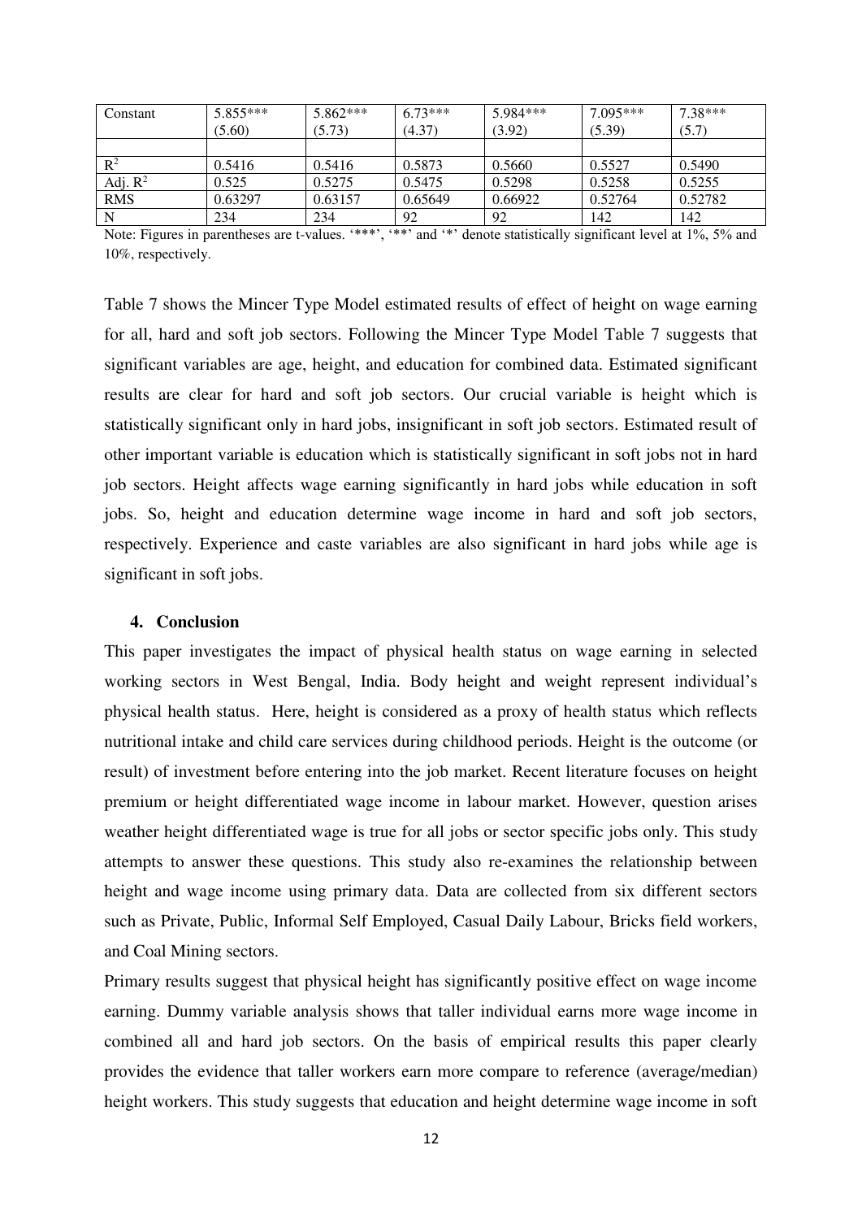| Constant | 5.855*** (5.60) | 5.862*** (5.73) | 6.73*** (4.37) | 5.984*** (3.92) | 7.095*** (5.39) | 7.38*** (5.7) |
|---|---|---|---|---|---|---|
| | | | | | | |
| $R^2$ | 0.5416 | 0.5416 | 0.5873 | 0.5660 | 0.5527 | 0.5490 |
| Adj. $R^2$ | 0.525 | 0.5275 | 0.5475 | 0.5298 | 0.5258 | 0.5255 |
| RMS | 0.63297 | 0.63157 | 0.65649 | 0.66922 | 0.52764 | 0.52782 |
| N | 234 | 234 | 92 | 92 | 142 | 142 |

Note: Figures in parentheses are t-values. '***', '**' and '*' denote statistically significant level at 1%, 5% and 10%, respectively.

Table 7 shows the Mincer Type Model estimated results of effect of height on wage earning for all, hard and soft job sectors. Following the Mincer Type Model Table 7 suggests that significant variables are age, height, and education for combined data. Estimated significant results are clear for hard and soft job sectors. Our crucial variable is height which is statistically significant only in hard jobs, insignificant in soft job sectors. Estimated result of other important variable is education which is statistically significant in soft jobs not in hard job sectors. Height affects wage earning significantly in hard jobs while education in soft jobs. So, height and education determine wage income in hard and soft job sectors, respectively. Experience and caste variables are also significant in hard jobs while age is significant in soft jobs.

## 4. Conclusion

This paper investigates the impact of physical health status on wage earning in selected working sectors in West Bengal, India. Body height and weight represent individual's physical health status. Here, height is considered as a proxy of health status which reflects nutritional intake and child care services during childhood periods. Height is the outcome (or result) of investment before entering into the job market. Recent literature focuses on height premium or height differentiated wage income in labour market. However, question arises weather height differentiated wage is true for all jobs or sector specific jobs only. This study attempts to answer these questions. This study also re-examines the relationship between height and wage income using primary data. Data are collected from six different sectors such as Private, Public, Informal Self Employed, Casual Daily Labour, Bricks field workers, and Coal Mining sectors.

Primary results suggest that physical height has significantly positive effect on wage income earning. Dummy variable analysis shows that taller individual earns more wage income in combined all and hard job sectors. On the basis of empirical results this paper clearly provides the evidence that taller workers earn more compare to reference (average/median) height workers. This study suggests that education and height determine wage income in soft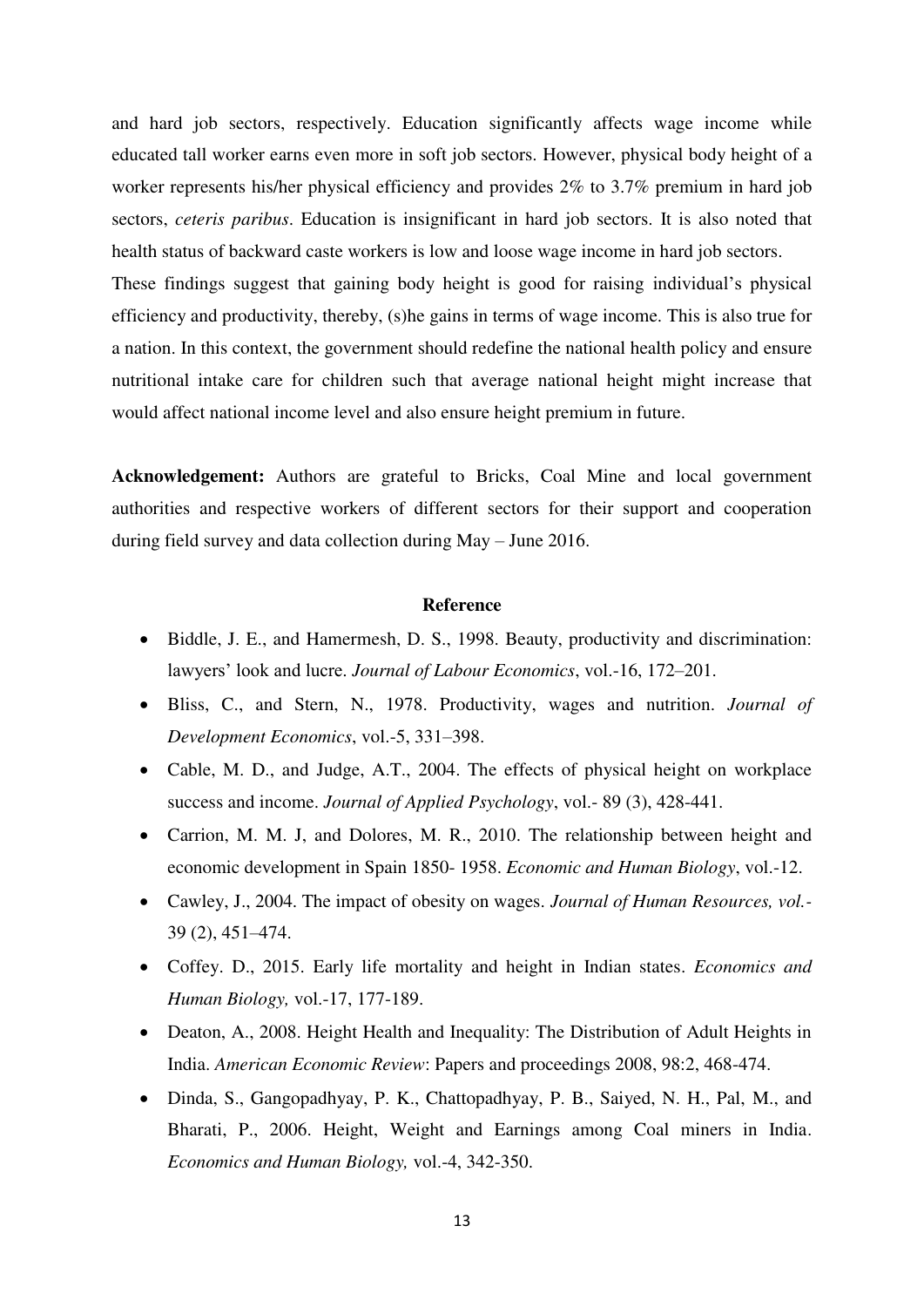and hard job sectors, respectively. Education significantly affects wage income while educated tall worker earns even more in soft job sectors. However, physical body height of a worker represents his/her physical efficiency and provides 2% to 3.7% premium in hard job sectors, *ceteris paribus*. Education is insignificant in hard job sectors. It is also noted that health status of backward caste workers is low and loose wage income in hard job sectors.

These findings suggest that gaining body height is good for raising individual's physical efficiency and productivity, thereby, (s)he gains in terms of wage income. This is also true for a nation. In this context, the government should redefine the national health policy and ensure nutritional intake care for children such that average national height might increase that would affect national income level and also ensure height premium in future.

**Acknowledgement:** Authors are grateful to Bricks, Coal Mine and local government authorities and respective workers of different sectors for their support and cooperation during field survey and data collection during May – June 2016.

## Reference

- Biddle, J. E., and Hamermesh, D. S., 1998. Beauty, productivity and discrimination: lawyers' look and lucre. *Journal of Labour Economics*, vol.-16, 172–201.
- Bliss, C., and Stern, N., 1978. Productivity, wages and nutrition. *Journal of Development Economics*, vol.-5, 331–398.
- Cable, M. D., and Judge, A.T., 2004. The effects of physical height on workplace success and income. *Journal of Applied Psychology*, vol.- 89 (3), 428-441.
- Carrion, M. M. J, and Dolores, M. R., 2010. The relationship between height and economic development in Spain 1850- 1958. *Economic and Human Biology*, vol.-12.
- Cawley, J., 2004. The impact of obesity on wages. *Journal of Human Resources, vol.-* 39 (2), 451–474.
- Coffey. D., 2015. Early life mortality and height in Indian states. *Economics and Human Biology,* vol.-17, 177-189.
- Deaton, A., 2008. Height Health and Inequality: The Distribution of Adult Heights in India. *American Economic Review*: Papers and proceedings 2008, 98:2, 468-474.
- Dinda, S., Gangopadhyay, P. K., Chattopadhyay, P. B., Saiyed, N. H., Pal, M., and Bharati, P., 2006. Height, Weight and Earnings among Coal miners in India. *Economics and Human Biology,* vol.-4, 342-350.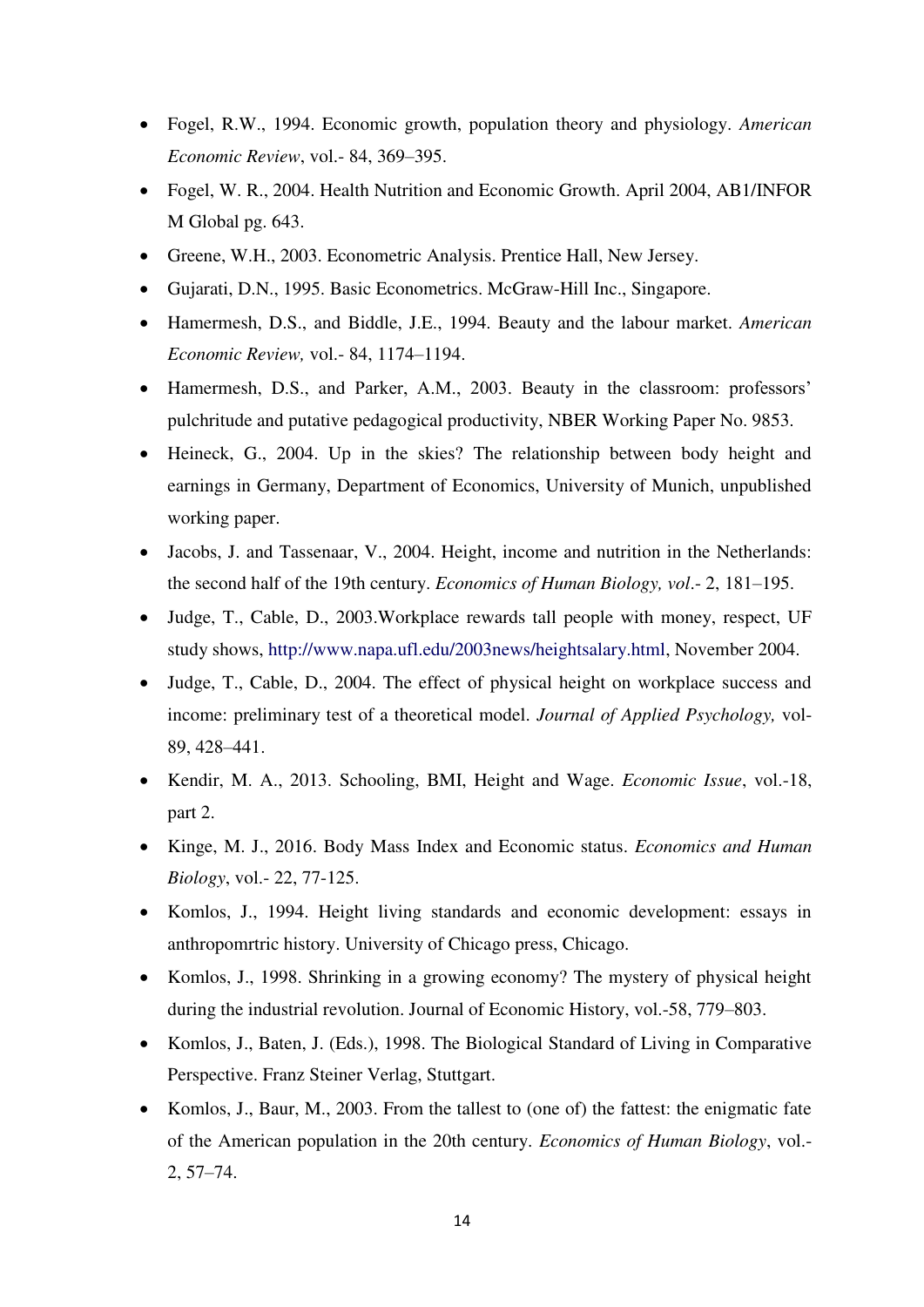- Fogel, R.W., 1994. Economic growth, population theory and physiology. *American Economic Review*, vol.- 84, 369–395.
- Fogel, W. R., 2004. Health Nutrition and Economic Growth. April 2004, AB1/INFOR M Global pg. 643.
- Greene, W.H., 2003. Econometric Analysis. Prentice Hall, New Jersey.
- Gujarati, D.N., 1995. Basic Econometrics. McGraw-Hill Inc., Singapore.
- Hamermesh, D.S., and Biddle, J.E., 1994. Beauty and the labour market. *American Economic Review,* vol.- 84, 1174–1194.
- Hamermesh, D.S., and Parker, A.M., 2003. Beauty in the classroom: professors' pulchritude and putative pedagogical productivity, NBER Working Paper No. 9853.
- Heineck, G., 2004. Up in the skies? The relationship between body height and earnings in Germany, Department of Economics, University of Munich, unpublished working paper.
- Jacobs, J. and Tassenaar, V., 2004. Height, income and nutrition in the Netherlands: the second half of the 19th century. *Economics of Human Biology, vol*.- 2, 181–195.
- Judge, T., Cable, D., 2003.Workplace rewards tall people with money, respect, UF study shows, http://www.napa.ufl.edu/2003news/heightsalary.html, November 2004.
- Judge, T., Cable, D., 2004. The effect of physical height on workplace success and income: preliminary test of a theoretical model. *Journal of Applied Psychology,* vol- 89, 428–441.
- Kendir, M. A., 2013. Schooling, BMI, Height and Wage. *Economic Issue*, vol.-18, part 2.
- Kinge, M. J., 2016. Body Mass Index and Economic status. *Economics and Human Biology*, vol.- 22, 77-125.
- Komlos, J., 1994. Height living standards and economic development: essays in anthropomrtric history. University of Chicago press, Chicago.
- Komlos, J., 1998. Shrinking in a growing economy? The mystery of physical height during the industrial revolution. Journal of Economic History, vol.-58, 779–803.
- Komlos, J., Baten, J. (Eds.), 1998. The Biological Standard of Living in Comparative Perspective. Franz Steiner Verlag, Stuttgart.
- Komlos, J., Baur, M., 2003. From the tallest to (one of) the fattest: the enigmatic fate of the American population in the 20th century. *Economics of Human Biology*, vol.- 2, 57–74.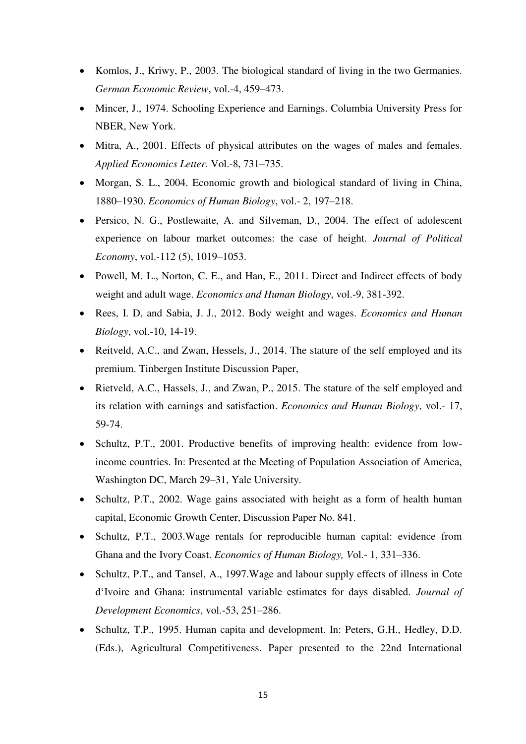- Komlos, J., Kriwy, P., 2003. The biological standard of living in the two Germanies. *German Economic Review*, vol.-4, 459–473.
- Mincer, J., 1974. Schooling Experience and Earnings. Columbia University Press for NBER, New York.
- Mitra, A., 2001. Effects of physical attributes on the wages of males and females. *Applied Economics Letter.* Vol.-8, 731–735.
- Morgan, S. L., 2004. Economic growth and biological standard of living in China, 1880–1930. *Economics of Human Biology*, vol.- 2, 197–218.
- Persico, N. G., Postlewaite, A. and Silveman, D., 2004. The effect of adolescent experience on labour market outcomes: the case of height. *Journal of Political Economy*, vol.-112 (5), 1019–1053.
- Powell, M. L., Norton, C. E., and Han, E., 2011. Direct and Indirect effects of body weight and adult wage. *Economics and Human Biology*, vol.-9, 381-392.
- Rees, I. D, and Sabia, J. J., 2012. Body weight and wages. *Economics and Human Biology*, vol.-10, 14-19.
- Reitveld, A.C., and Zwan, Hessels, J., 2014. The stature of the self employed and its premium. Tinbergen Institute Discussion Paper,
- Rietveld, A.C., Hassels, J., and Zwan, P., 2015. The stature of the self employed and its relation with earnings and satisfaction. *Economics and Human Biology*, vol.- 17, 59-74.
- Schultz, P.T., 2001. Productive benefits of improving health: evidence from low-income countries. In: Presented at the Meeting of Population Association of America, Washington DC, March 29–31, Yale University.
- Schultz, P.T., 2002. Wage gains associated with height as a form of health human capital, Economic Growth Center, Discussion Paper No. 841.
- Schultz, P.T., 2003.Wage rentals for reproducible human capital: evidence from Ghana and the Ivory Coast. *Economics of Human Biology, V*ol.- 1, 331–336.
- Schultz, P.T., and Tansel, A., 1997.Wage and labour supply effects of illness in Cote d'Ivoire and Ghana: instrumental variable estimates for days disabled. *Journal of Development Economics*, vol.-53, 251–286.
- Schultz, T.P., 1995. Human capita and development. In: Peters, G.H., Hedley, D.D. (Eds.), Agricultural Competitiveness. Paper presented to the 22nd International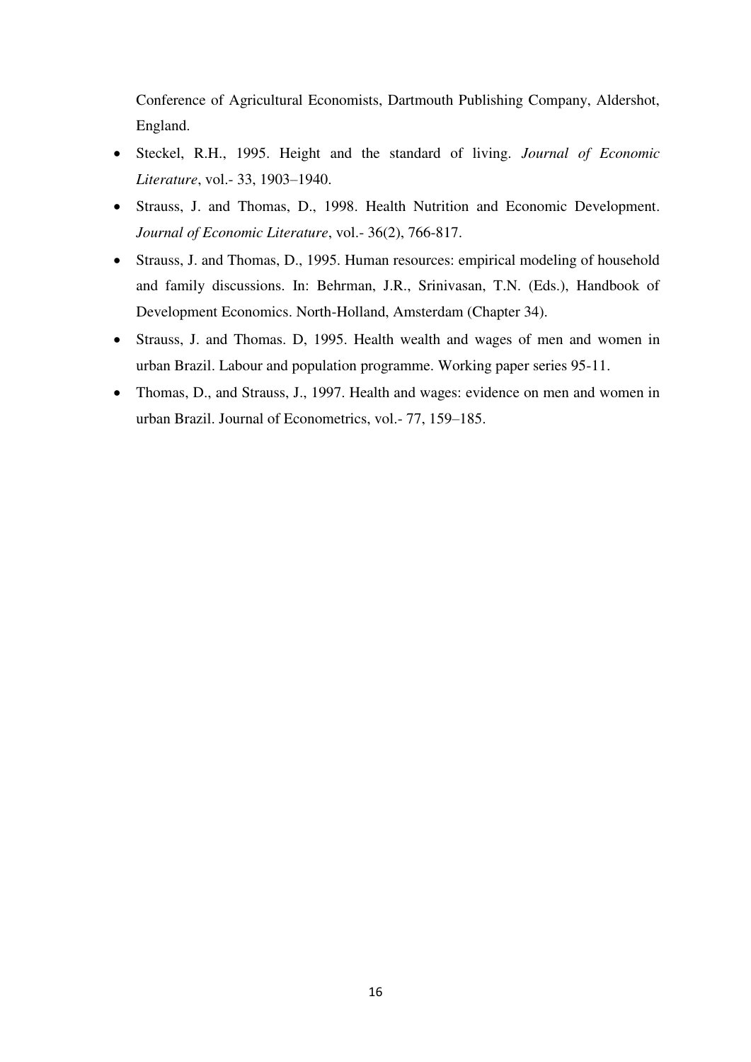Conference of Agricultural Economists, Dartmouth Publishing Company, Aldershot, England.

- Steckel, R.H., 1995. Height and the standard of living. *Journal of Economic Literature*, vol.- 33, 1903–1940.
- Strauss, J. and Thomas, D., 1998. Health Nutrition and Economic Development. *Journal of Economic Literature*, vol.- 36(2), 766-817.
- Strauss, J. and Thomas, D., 1995. Human resources: empirical modeling of household and family discussions. In: Behrman, J.R., Srinivasan, T.N. (Eds.), Handbook of Development Economics. North-Holland, Amsterdam (Chapter 34).
- Strauss, J. and Thomas. D, 1995. Health wealth and wages of men and women in urban Brazil. Labour and population programme. Working paper series 95-11.
- Thomas, D., and Strauss, J., 1997. Health and wages: evidence on men and women in urban Brazil. Journal of Econometrics, vol.- 77, 159–185.